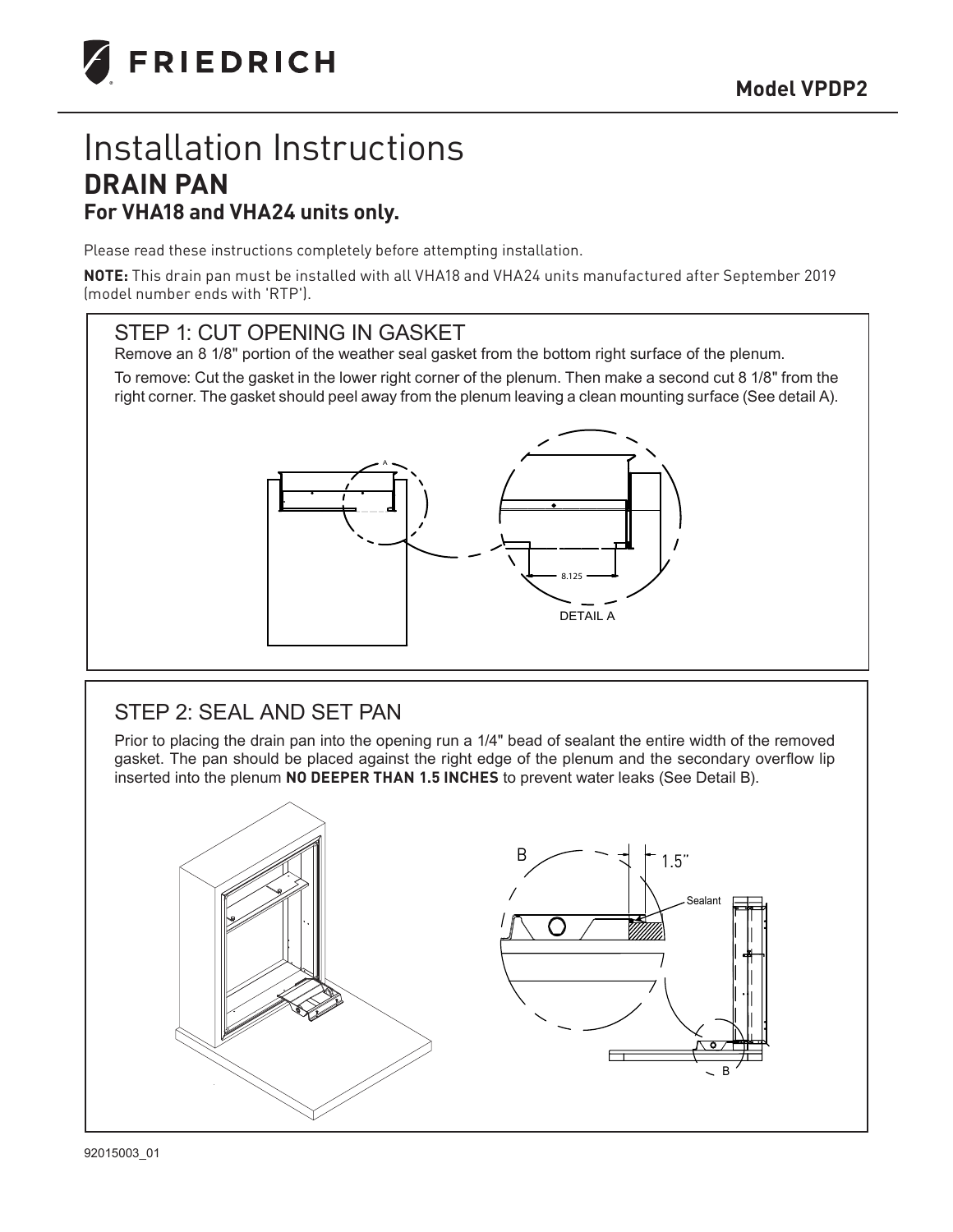FRIEDRICH

**Model VPDP2**

# Installation Instructions

## DRAIN PAN

### For VHA18 and VHA24 units only.

Please read these instructions completely before attempting installation.

**NOTE:** This drain pan must be installed with all VHA18 and VHA24 units manufactured after September 2019 (model number ends with 'RTP').

## STEP 1: CUT OPENING IN GASKET

Remove an 8 1/8" portion of the weather seal gasket from the bottom right surface of the plenum.

To remove: Cut the gasket in the lower right corner of the plenum. Then make a second cut 8 1/8" from the right corner. The gasket should peel away from the plenum leaving a clean mounting surface (See detail A).

A

8.125

DETAIL A

## STEP 2: SEAL AND SET PAN

Prior to placing the drain pan into the opening run a 1/4" bead of sealant the entire width of the removed gasket. The pan should be placed against the right edge of the plenum and the secondary overflow lip inserted into the plenum **NO DEEPER THAN 1.5 INCHES** to prevent water leaks (See Detail B).

B

1.5"

Sealant

B

92015003_01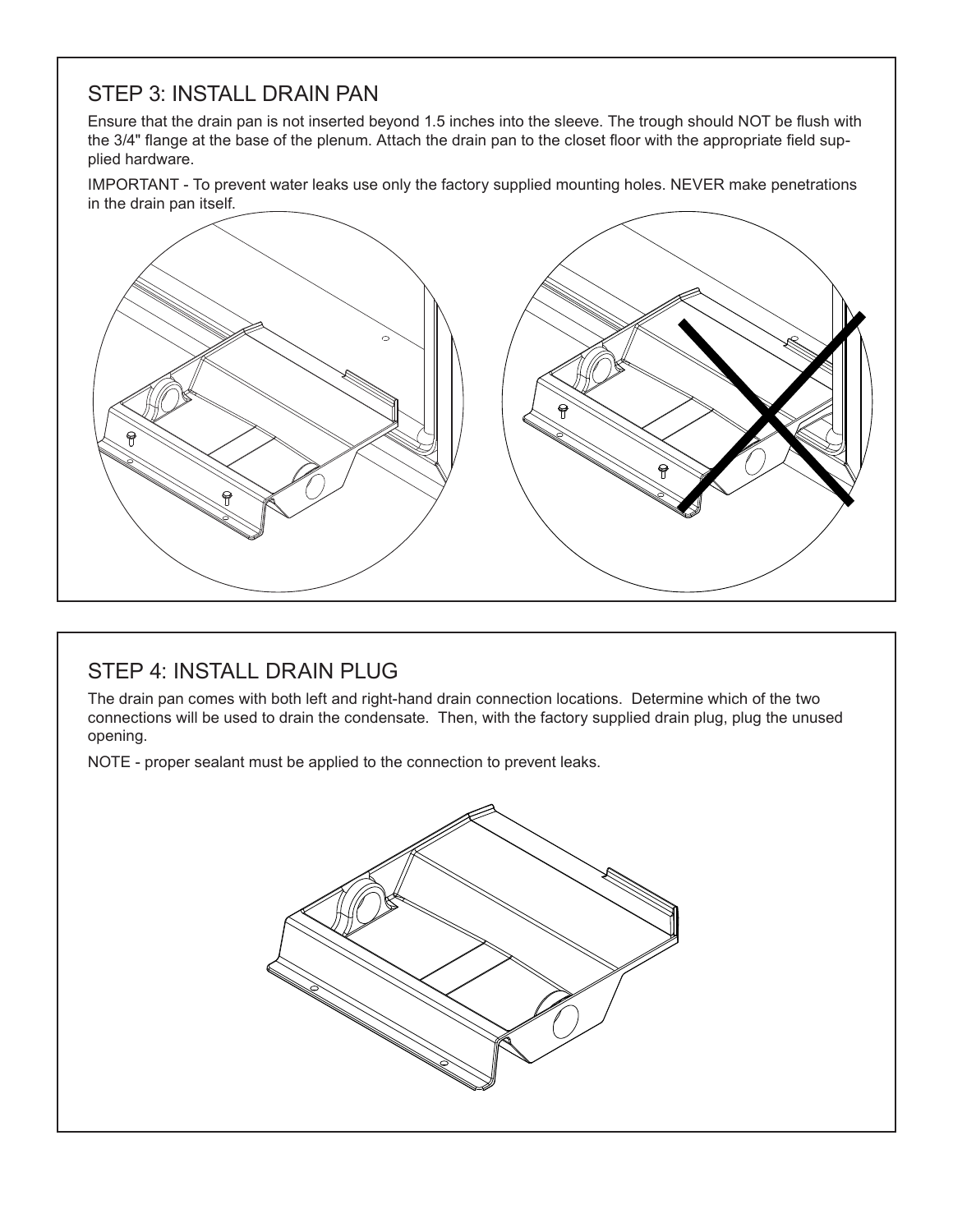## STEP 3: INSTALL DRAIN PAN

Ensure that the drain pan is not inserted beyond 1.5 inches into the sleeve. The trough should NOT be flush with the 3/4" flange at the base of the plenum. Attach the drain pan to the closet floor with the appropriate field supplied hardware.

IMPORTANT - To prevent water leaks use only the factory supplied mounting holes. NEVER make penetrations in the drain pan itself.

## STEP 4: INSTALL DRAIN PLUG

The drain pan comes with both left and right-hand drain connection locations. Determine which of the two connections will be used to drain the condensate. Then, with the factory supplied drain plug, plug the unused opening.

NOTE - proper sealant must be applied to the connection to prevent leaks.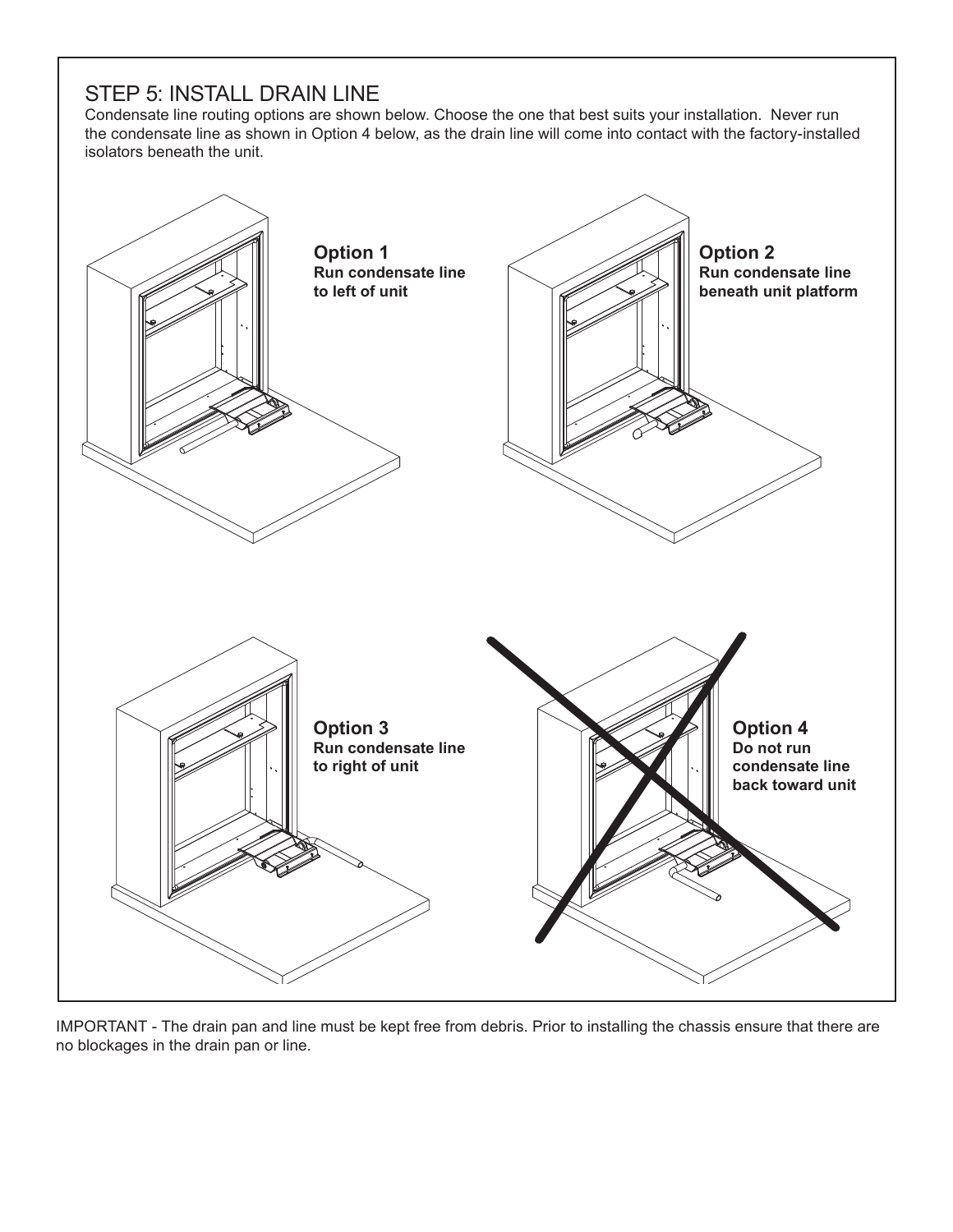## STEP 5: INSTALL DRAIN LINE

Condensate line routing options are shown below. Choose the one that best suits your installation. Never run the condensate line as shown in Option 4 below, as the drain line will come into contact with the factory-installed isolators beneath the unit.

**Option 1**
**Run condensate line to left of unit**

**Option 2**
**Run condensate line beneath unit platform**

**Option 3**
**Run condensate line to right of unit**

**Option 4**
**Do not run condensate line back toward unit**

IMPORTANT - The drain pan and line must be kept free from debris. Prior to installing the chassis ensure that there are no blockages in the drain pan or line.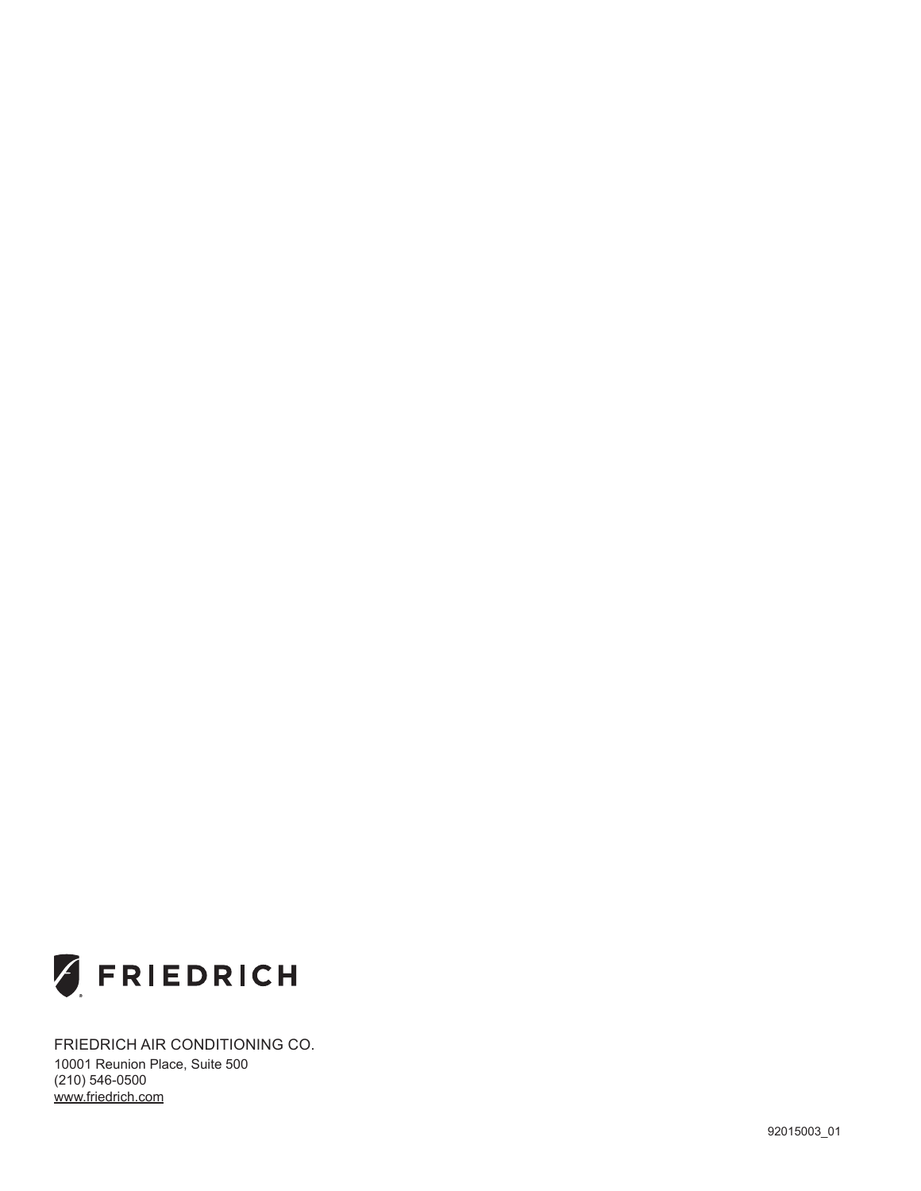FRIEDRICH

FRIEDRICH AIR CONDITIONING CO.

10001 Reunion Place, Suite 500
(210) 546-0500
www.friedrich.com

92015003_01